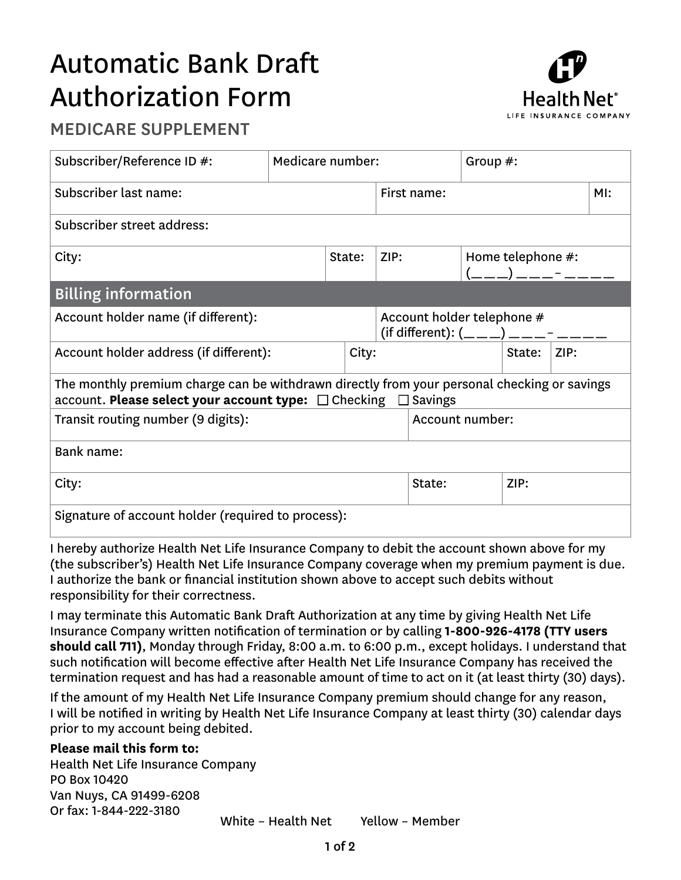# Automatic Bank Draft Authorization Form

Health Net LIFE INSURANCE COMPANY

## MEDICARE SUPPLEMENT

| Subscriber/Reference ID #: | Medicare number: | Group #: |
|---|---|---|
| Subscriber last name: | First name: | MI: |
| Subscriber street address: | | |
| City: State: ZIP: | Home telephone #: (\_\_\_) \_\_\_-\_\_\_\_ | |

### Billing information

| | |
|---|---|
| Account holder name (if different): | Account holder telephone # (if different): (\_\_\_) \_\_\_-\_\_\_\_ |
| Account holder address (if different): | City: State: ZIP: |
| The monthly premium charge can be withdrawn directly from your personal checking or savings account. **Please select your account type:** ☐ Checking ☐ Savings | |
| Transit routing number (9 digits): | Account number: |
| Bank name: | |
| City: | State: ZIP: |
| Signature of account holder (required to process): | |

I hereby authorize Health Net Life Insurance Company to debit the account shown above for my (the subscriber's) Health Net Life Insurance Company coverage when my premium payment is due. I authorize the bank or financial institution shown above to accept such debits without responsibility for their correctness.

I may terminate this Automatic Bank Draft Authorization at any time by giving Health Net Life Insurance Company written notification of termination or by calling **1-800-926-4178 (TTY users should call 711)**, Monday through Friday, 8:00 a.m. to 6:00 p.m., except holidays. I understand that such notification will become effective after Health Net Life Insurance Company has received the termination request and has had a reasonable amount of time to act on it (at least thirty (30) days).

If the amount of my Health Net Life Insurance Company premium should change for any reason, I will be notified in writing by Health Net Life Insurance Company at least thirty (30) calendar days prior to my account being debited.

**Please mail this form to:**
Health Net Life Insurance Company
PO Box 10420
Van Nuys, CA 91499-6208
Or fax: 1-844-222-3180

White – Health Net    Yellow – Member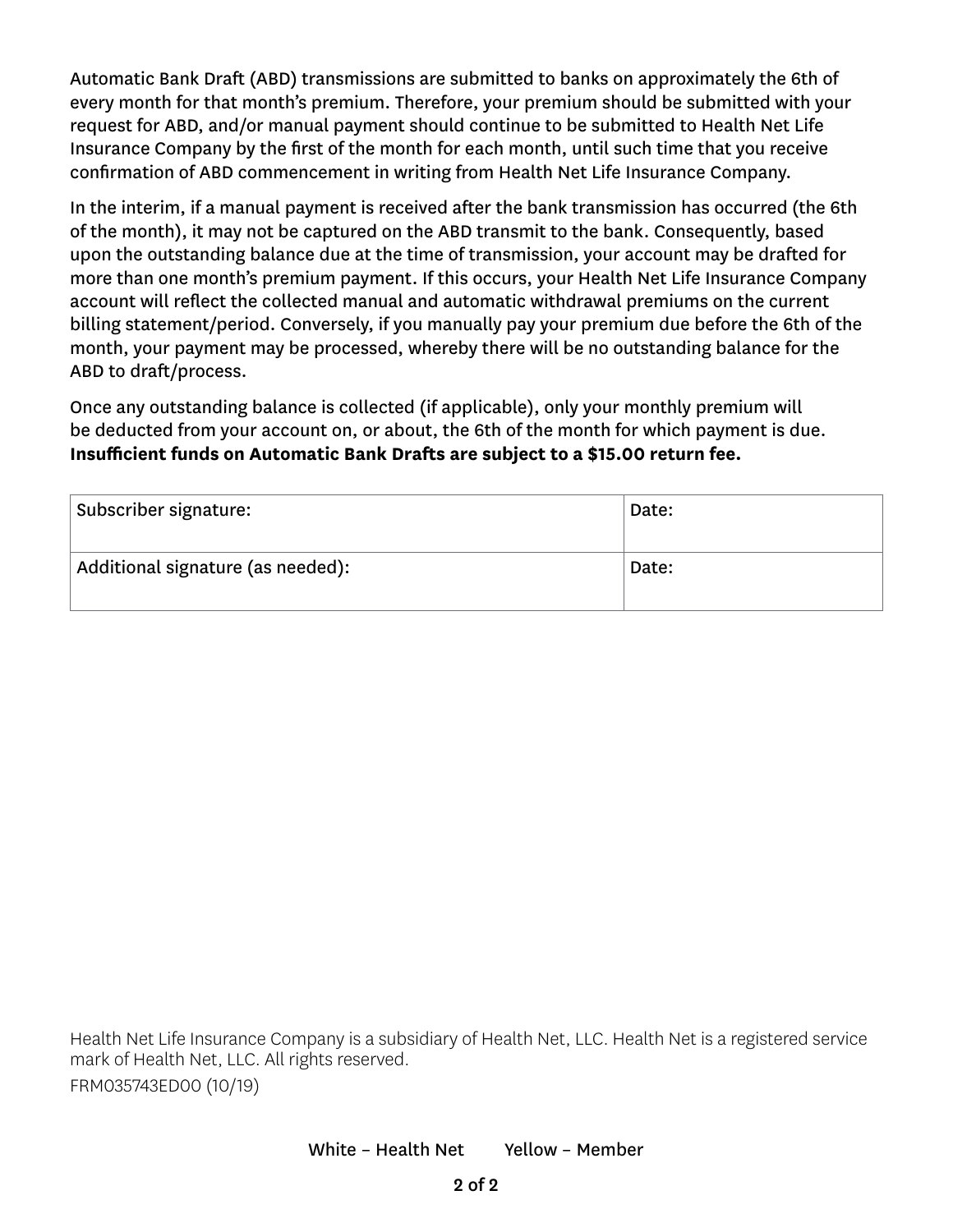Automatic Bank Draft (ABD) transmissions are submitted to banks on approximately the 6th of every month for that month's premium. Therefore, your premium should be submitted with your request for ABD, and/or manual payment should continue to be submitted to Health Net Life Insurance Company by the first of the month for each month, until such time that you receive confirmation of ABD commencement in writing from Health Net Life Insurance Company.

In the interim, if a manual payment is received after the bank transmission has occurred (the 6th of the month), it may not be captured on the ABD transmit to the bank. Consequently, based upon the outstanding balance due at the time of transmission, your account may be drafted for more than one month's premium payment. If this occurs, your Health Net Life Insurance Company account will reflect the collected manual and automatic withdrawal premiums on the current billing statement/period. Conversely, if you manually pay your premium due before the 6th of the month, your payment may be processed, whereby there will be no outstanding balance for the ABD to draft/process.

Once any outstanding balance is collected (if applicable), only your monthly premium will be deducted from your account on, or about, the 6th of the month for which payment is due. **Insufficient funds on Automatic Bank Drafts are subject to a $15.00 return fee.**

| | |
|---|---|
| Subscriber signature: | Date: |
| Additional signature (as needed): | Date: |

Health Net Life Insurance Company is a subsidiary of Health Net, LLC. Health Net is a registered service mark of Health Net, LLC. All rights reserved.

FRM035743ED00 (10/19)

White – Health Net Yellow – Member